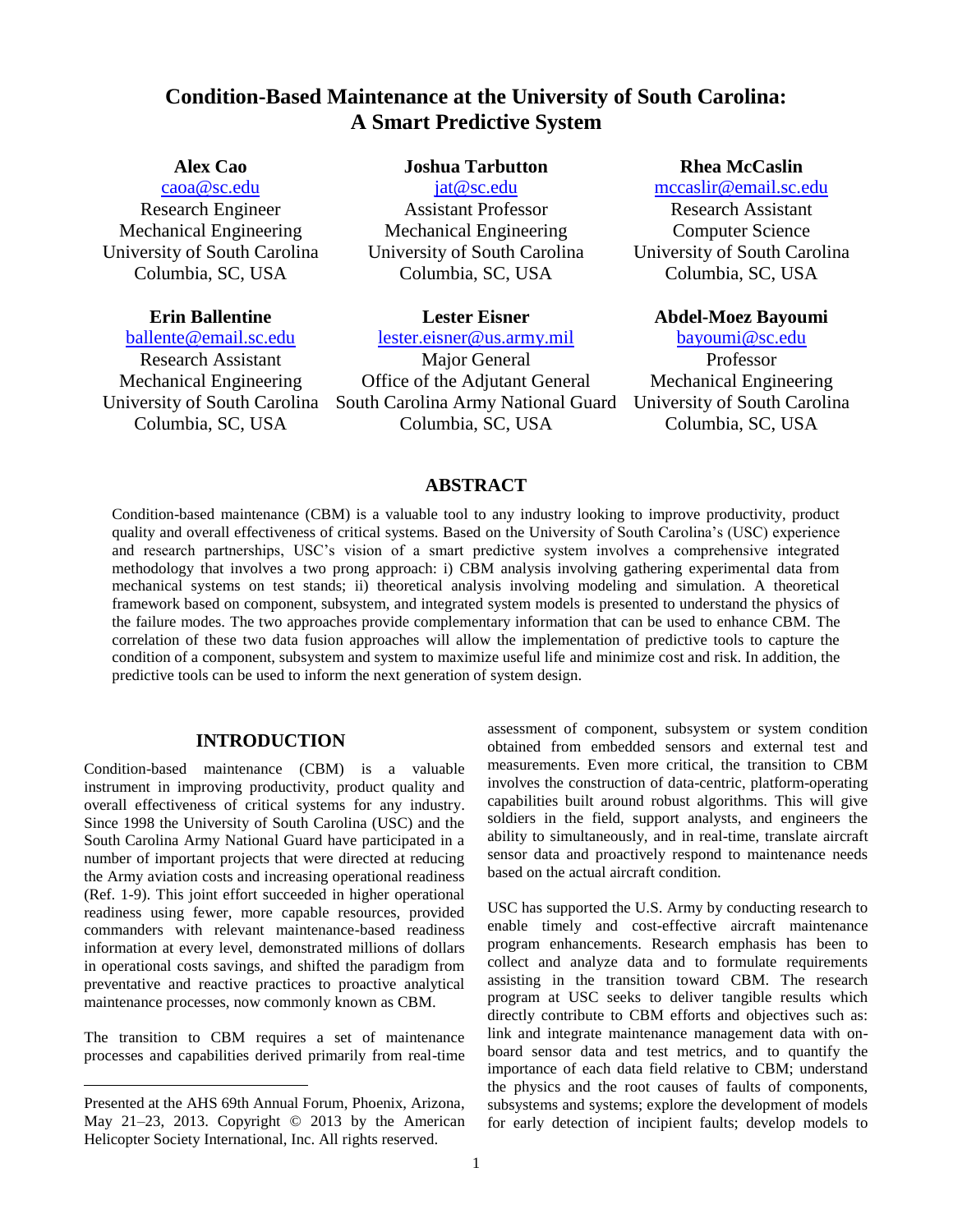# Condition-Based Maintenance at the University of South Carolina: A Smart Predictive System

**Alex Cao**
caoa@sc.edu
Research Engineer
Mechanical Engineering
University of South Carolina
Columbia, SC, USA

**Joshua Tarbutton**
jat@sc.edu
Assistant Professor
Mechanical Engineering
University of South Carolina
Columbia, SC, USA

**Rhea McCaslin**
mccaslir@email.sc.edu
Research Assistant
Computer Science
University of South Carolina
Columbia, SC, USA

**Erin Ballentine**
ballente@email.sc.edu
Research Assistant
Mechanical Engineering
University of South Carolina
Columbia, SC, USA

**Lester Eisner**
lester.eisner@us.army.mil
Major General
Office of the Adjutant General
South Carolina Army National Guard
Columbia, SC, USA

**Abdel-Moez Bayoumi**
bayoumi@sc.edu
Professor
Mechanical Engineering
University of South Carolina
Columbia, SC, USA

## ABSTRACT

Condition-based maintenance (CBM) is a valuable tool to any industry looking to improve productivity, product quality and overall effectiveness of critical systems. Based on the University of South Carolina's (USC) experience and research partnerships, USC's vision of a smart predictive system involves a comprehensive integrated methodology that involves a two prong approach: i) CBM analysis involving gathering experimental data from mechanical systems on test stands; ii) theoretical analysis involving modeling and simulation. A theoretical framework based on component, subsystem, and integrated system models is presented to understand the physics of the failure modes. The two approaches provide complementary information that can be used to enhance CBM. The correlation of these two data fusion approaches will allow the implementation of predictive tools to capture the condition of a component, subsystem and system to maximize useful life and minimize cost and risk. In addition, the predictive tools can be used to inform the next generation of system design.

## INTRODUCTION

Condition-based maintenance (CBM) is a valuable instrument in improving productivity, product quality and overall effectiveness of critical systems for any industry. Since 1998 the University of South Carolina (USC) and the South Carolina Army National Guard have participated in a number of important projects that were directed at reducing the Army aviation costs and increasing operational readiness (Ref. 1-9). This joint effort succeeded in higher operational readiness using fewer, more capable resources, provided commanders with relevant maintenance-based readiness information at every level, demonstrated millions of dollars in operational costs savings, and shifted the paradigm from preventative and reactive practices to proactive analytical maintenance processes, now commonly known as CBM.

The transition to CBM requires a set of maintenance processes and capabilities derived primarily from real-time assessment of component, subsystem or system condition obtained from embedded sensors and external test and measurements. Even more critical, the transition to CBM involves the construction of data-centric, platform-operating capabilities built around robust algorithms. This will give soldiers in the field, support analysts, and engineers the ability to simultaneously, and in real-time, translate aircraft sensor data and proactively respond to maintenance needs based on the actual aircraft condition.

USC has supported the U.S. Army by conducting research to enable timely and cost-effective aircraft maintenance program enhancements. Research emphasis has been to collect and analyze data and to formulate requirements assisting in the transition toward CBM. The research program at USC seeks to deliver tangible results which directly contribute to CBM efforts and objectives such as: link and integrate maintenance management data with on-board sensor data and test metrics, and to quantify the importance of each data field relative to CBM; understand the physics and the root causes of faults of components, subsystems and systems; explore the development of models for early detection of incipient faults; develop models to

---

Presented at the AHS 69th Annual Forum, Phoenix, Arizona, May 21–23, 2013. Copyright © 2013 by the American Helicopter Society International, Inc. All rights reserved.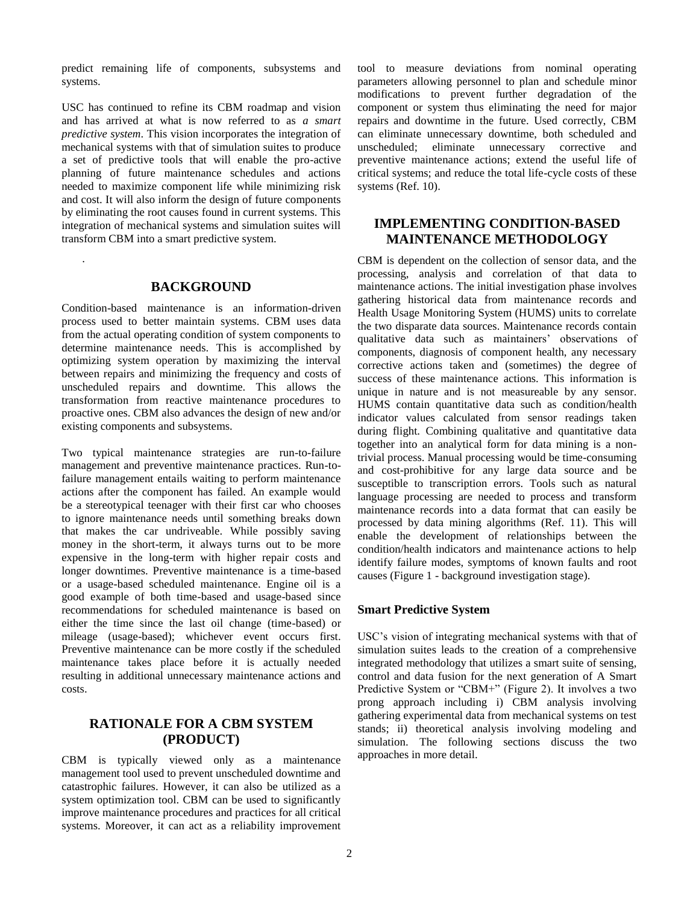predict remaining life of components, subsystems and systems.

USC has continued to refine its CBM roadmap and vision and has arrived at what is now referred to as *a smart predictive system*. This vision incorporates the integration of mechanical systems with that of simulation suites to produce a set of predictive tools that will enable the pro-active planning of future maintenance schedules and actions needed to maximize component life while minimizing risk and cost. It will also inform the design of future components by eliminating the root causes found in current systems. This integration of mechanical systems and simulation suites will transform CBM into a smart predictive system.

## BACKGROUND

Condition-based maintenance is an information-driven process used to better maintain systems. CBM uses data from the actual operating condition of system components to determine maintenance needs. This is accomplished by optimizing system operation by maximizing the interval between repairs and minimizing the frequency and costs of unscheduled repairs and downtime. This allows the transformation from reactive maintenance procedures to proactive ones. CBM also advances the design of new and/or existing components and subsystems.

Two typical maintenance strategies are run-to-failure management and preventive maintenance practices. Run-to-failure management entails waiting to perform maintenance actions after the component has failed. An example would be a stereotypical teenager with their first car who chooses to ignore maintenance needs until something breaks down that makes the car undriveable. While possibly saving money in the short-term, it always turns out to be more expensive in the long-term with higher repair costs and longer downtimes. Preventive maintenance is a time-based or a usage-based scheduled maintenance. Engine oil is a good example of both time-based and usage-based since recommendations for scheduled maintenance is based on either the time since the last oil change (time-based) or mileage (usage-based); whichever event occurs first. Preventive maintenance can be more costly if the scheduled maintenance takes place before it is actually needed resulting in additional unnecessary maintenance actions and costs.

## RATIONALE FOR A CBM SYSTEM (PRODUCT)

CBM is typically viewed only as a maintenance management tool used to prevent unscheduled downtime and catastrophic failures. However, it can also be utilized as a system optimization tool. CBM can be used to significantly improve maintenance procedures and practices for all critical systems. Moreover, it can act as a reliability improvement tool to measure deviations from nominal operating parameters allowing personnel to plan and schedule minor modifications to prevent further degradation of the component or system thus eliminating the need for major repairs and downtime in the future. Used correctly, CBM can eliminate unnecessary downtime, both scheduled and unscheduled; eliminate unnecessary corrective and preventive maintenance actions; extend the useful life of critical systems; and reduce the total life-cycle costs of these systems (Ref. 10).

## IMPLEMENTING CONDITION-BASED MAINTENANCE METHODOLOGY

CBM is dependent on the collection of sensor data, and the processing, analysis and correlation of that data to maintenance actions. The initial investigation phase involves gathering historical data from maintenance records and Health Usage Monitoring System (HUMS) units to correlate the two disparate data sources. Maintenance records contain qualitative data such as maintainers' observations of components, diagnosis of component health, any necessary corrective actions taken and (sometimes) the degree of success of these maintenance actions. This information is unique in nature and is not measureable by any sensor. HUMS contain quantitative data such as condition/health indicator values calculated from sensor readings taken during flight. Combining qualitative and quantitative data together into an analytical form for data mining is a non-trivial process. Manual processing would be time-consuming and cost-prohibitive for any large data source and be susceptible to transcription errors. Tools such as natural language processing are needed to process and transform maintenance records into a data format that can easily be processed by data mining algorithms (Ref. 11). This will enable the development of relationships between the condition/health indicators and maintenance actions to help identify failure modes, symptoms of known faults and root causes (Figure 1 - background investigation stage).

### Smart Predictive System

USC's vision of integrating mechanical systems with that of simulation suites leads to the creation of a comprehensive integrated methodology that utilizes a smart suite of sensing, control and data fusion for the next generation of A Smart Predictive System or "CBM+" (Figure 2). It involves a two prong approach including i) CBM analysis involving gathering experimental data from mechanical systems on test stands; ii) theoretical analysis involving modeling and simulation. The following sections discuss the two approaches in more detail.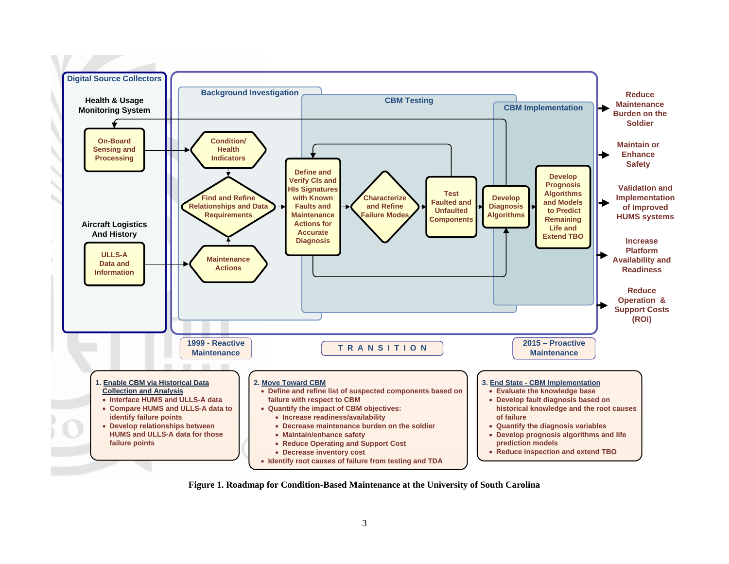Digital Source Collectors

Health & Usage Monitoring System

On-Board Sensing and Processing

Aircraft Logistics And History

ULLS-A Data and Information

Background Investigation

Condition/ Health Indicators

Find and Refine Relationships and Data Requirements

Maintenance Actions

CBM Testing

Define and Verify CIs and HIs Signatures with Known Faults and Maintenance Actions for Accurate Diagnosis

Characterize and Refine Failure Modes

Test Faulted and Unfaulted Components

CBM Implementation

Develop Diagnosis Algorithms

Develop Prognosis Algorithms and Models to Predict Remaining Life and Extend TBO

Reduce Maintenance Burden on the Soldier

Maintain or Enhance Safety

Validation and Implementation of Improved HUMS systems

Increase Platform Availability and Readiness

Reduce Operation & Support Costs (ROI)

1999 - Reactive Maintenance

T R A N S I T I O N

2015 – Proactive Maintenance

1. Enable CBM via Historical Data Collection and Analysis
- Interface HUMS and ULLS-A data
- Compare HUMS and ULLS-A data to identify failure points
- Develop relationships between HUMS and ULLS-A data for those failure points

2. Move Toward CBM
- Define and refine list of suspected components based on failure with respect to CBM
- Quantify the impact of CBM objectives:
  - Increase readiness/availability
  - Decrease maintenance burden on the soldier
  - Maintain/enhance safety
  - Reduce Operating and Support Cost
  - Decrease inventory cost
- Identify root causes of failure from testing and TDA

3. End State - CBM Implementation
- Evaluate the knowledge base
- Develop fault diagnosis based on historical knowledge and the root causes of failure
- Quantify the diagnosis variables
- Develop prognosis algorithms and life prediction models
- Reduce inspection and extend TBO

**Figure 1. Roadmap for Condition-Based Maintenance at the University of South Carolina**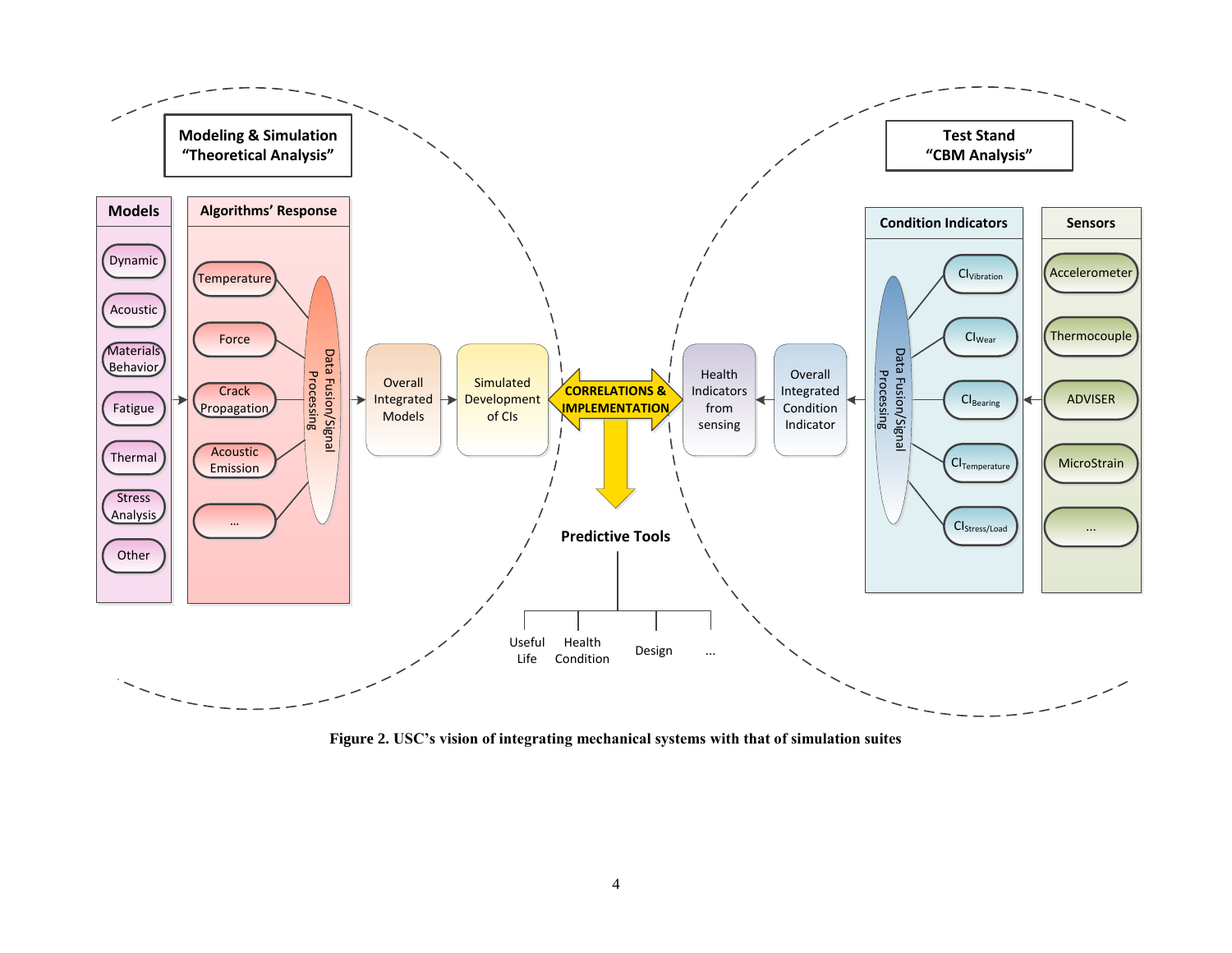Figure 2. USC's vision of integrating mechanical systems with that of simulation suites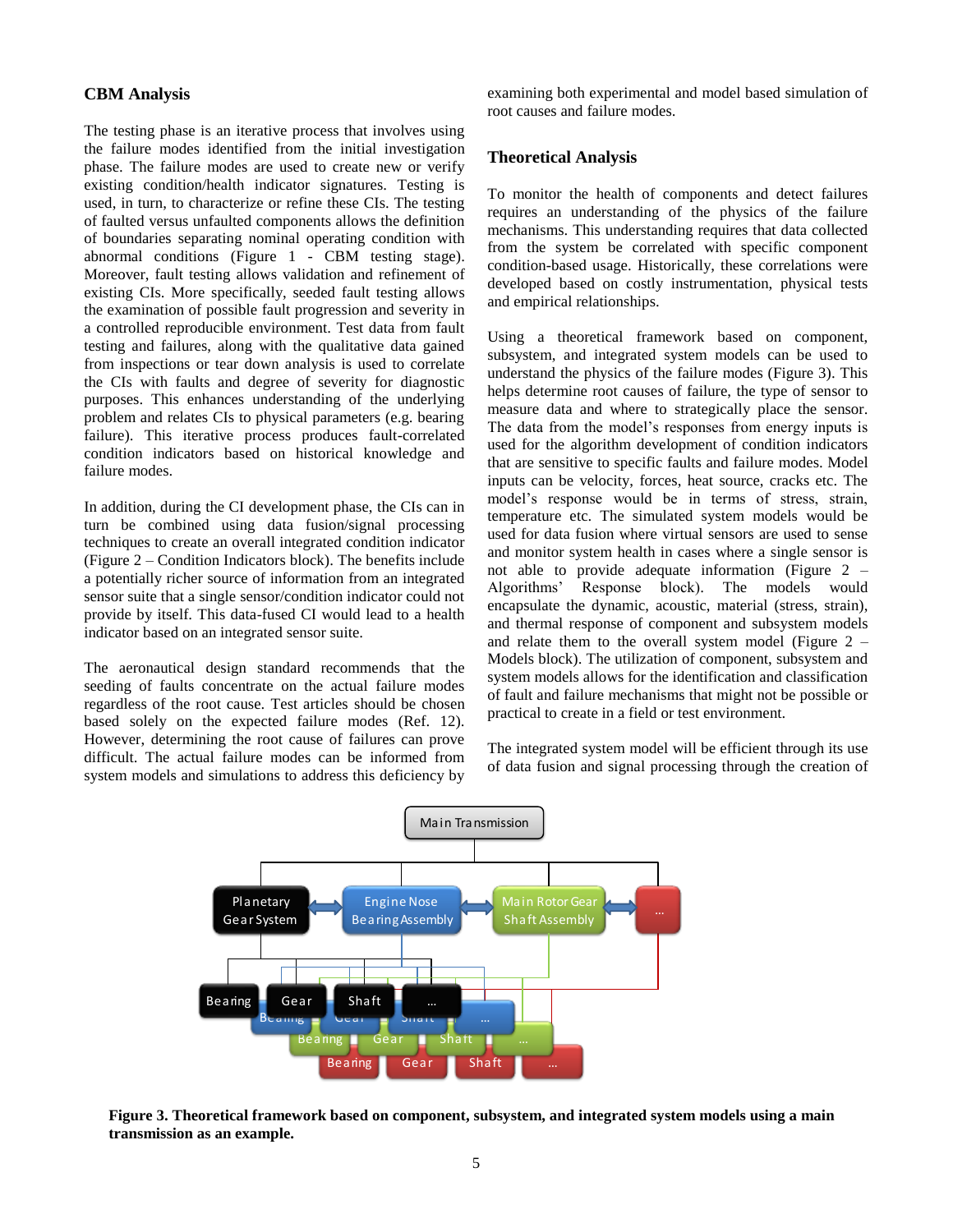### CBM Analysis

The testing phase is an iterative process that involves using the failure modes identified from the initial investigation phase. The failure modes are used to create new or verify existing condition/health indicator signatures. Testing is used, in turn, to characterize or refine these CIs. The testing of faulted versus unfaulted components allows the definition of boundaries separating nominal operating condition with abnormal conditions (Figure 1 - CBM testing stage). Moreover, fault testing allows validation and refinement of existing CIs. More specifically, seeded fault testing allows the examination of possible fault progression and severity in a controlled reproducible environment. Test data from fault testing and failures, along with the qualitative data gained from inspections or tear down analysis is used to correlate the CIs with faults and degree of severity for diagnostic purposes. This enhances understanding of the underlying problem and relates CIs to physical parameters (e.g. bearing failure). This iterative process produces fault-correlated condition indicators based on historical knowledge and failure modes.

In addition, during the CI development phase, the CIs can in turn be combined using data fusion/signal processing techniques to create an overall integrated condition indicator (Figure 2 – Condition Indicators block). The benefits include a potentially richer source of information from an integrated sensor suite that a single sensor/condition indicator could not provide by itself. This data-fused CI would lead to a health indicator based on an integrated sensor suite.

The aeronautical design standard recommends that the seeding of faults concentrate on the actual failure modes regardless of the root cause. Test articles should be chosen based solely on the expected failure modes (Ref. 12). However, determining the root cause of failures can prove difficult. The actual failure modes can be informed from system models and simulations to address this deficiency by examining both experimental and model based simulation of root causes and failure modes.

### Theoretical Analysis

To monitor the health of components and detect failures requires an understanding of the physics of the failure mechanisms. This understanding requires that data collected from the system be correlated with specific component condition-based usage. Historically, these correlations were developed based on costly instrumentation, physical tests and empirical relationships.

Using a theoretical framework based on component, subsystem, and integrated system models can be used to understand the physics of the failure modes (Figure 3). This helps determine root causes of failure, the type of sensor to measure data and where to strategically place the sensor. The data from the model's responses from energy inputs is used for the algorithm development of condition indicators that are sensitive to specific faults and failure modes. Model inputs can be velocity, forces, heat source, cracks etc. The model's response would be in terms of stress, strain, temperature etc. The simulated system models would be used for data fusion where virtual sensors are used to sense and monitor system health in cases where a single sensor is not able to provide adequate information (Figure 2 – Algorithms' Response block). The models would encapsulate the dynamic, acoustic, material (stress, strain), and thermal response of component and subsystem models and relate them to the overall system model (Figure 2 – Models block). The utilization of component, subsystem and system models allows for the identification and classification of fault and failure mechanisms that might not be possible or practical to create in a field or test environment.

The integrated system model will be efficient through its use of data fusion and signal processing through the creation of

Main Transmission

Planetary Gear System

Engine Nose Bearing Assembly

Main Rotor Gear Shaft Assembly

...

Bearing Gear Shaft ...

Bearing Gear Shaft ...

Bearing Gear Shaft ...

Bearing Gear Shaft ...

**Figure 3. Theoretical framework based on component, subsystem, and integrated system models using a main transmission as an example.**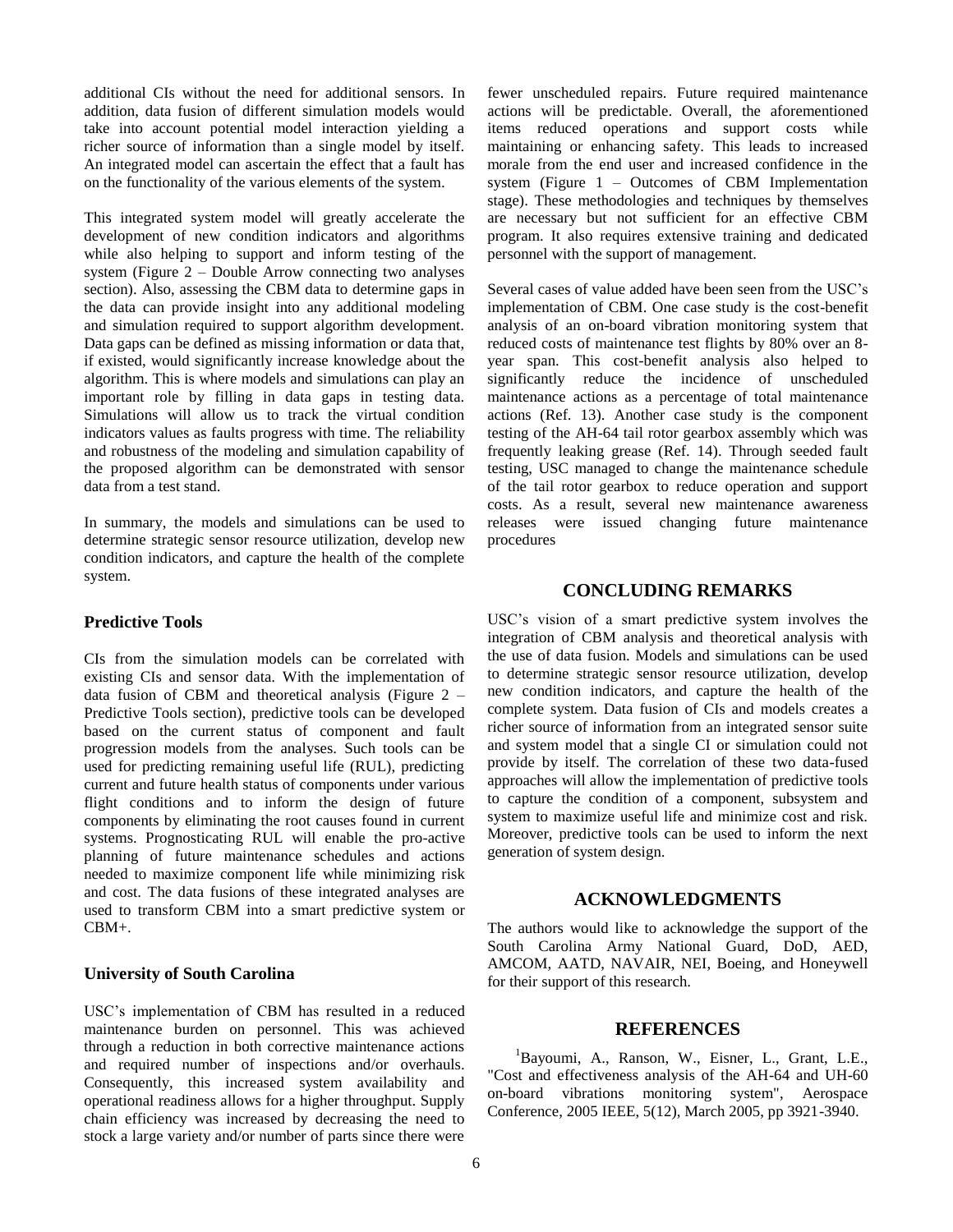additional CIs without the need for additional sensors. In addition, data fusion of different simulation models would take into account potential model interaction yielding a richer source of information than a single model by itself. An integrated model can ascertain the effect that a fault has on the functionality of the various elements of the system.

This integrated system model will greatly accelerate the development of new condition indicators and algorithms while also helping to support and inform testing of the system (Figure 2 – Double Arrow connecting two analyses section). Also, assessing the CBM data to determine gaps in the data can provide insight into any additional modeling and simulation required to support algorithm development. Data gaps can be defined as missing information or data that, if existed, would significantly increase knowledge about the algorithm. This is where models and simulations can play an important role by filling in data gaps in testing data. Simulations will allow us to track the virtual condition indicators values as faults progress with time. The reliability and robustness of the modeling and simulation capability of the proposed algorithm can be demonstrated with sensor data from a test stand.

In summary, the models and simulations can be used to determine strategic sensor resource utilization, develop new condition indicators, and capture the health of the complete system.

### Predictive Tools

CIs from the simulation models can be correlated with existing CIs and sensor data. With the implementation of data fusion of CBM and theoretical analysis (Figure 2 – Predictive Tools section), predictive tools can be developed based on the current status of component and fault progression models from the analyses. Such tools can be used for predicting remaining useful life (RUL), predicting current and future health status of components under various flight conditions and to inform the design of future components by eliminating the root causes found in current systems. Prognosticating RUL will enable the pro-active planning of future maintenance schedules and actions needed to maximize component life while minimizing risk and cost. The data fusions of these integrated analyses are used to transform CBM into a smart predictive system or CBM+.

### University of South Carolina

USC's implementation of CBM has resulted in a reduced maintenance burden on personnel. This was achieved through a reduction in both corrective maintenance actions and required number of inspections and/or overhauls. Consequently, this increased system availability and operational readiness allows for a higher throughput. Supply chain efficiency was increased by decreasing the need to stock a large variety and/or number of parts since there were fewer unscheduled repairs. Future required maintenance actions will be predictable. Overall, the aforementioned items reduced operations and support costs while maintaining or enhancing safety. This leads to increased morale from the end user and increased confidence in the system (Figure 1 – Outcomes of CBM Implementation stage). These methodologies and techniques by themselves are necessary but not sufficient for an effective CBM program. It also requires extensive training and dedicated personnel with the support of management.

Several cases of value added have been seen from the USC's implementation of CBM. One case study is the cost-benefit analysis of an on-board vibration monitoring system that reduced costs of maintenance test flights by 80% over an 8-year span. This cost-benefit analysis also helped to significantly reduce the incidence of unscheduled maintenance actions as a percentage of total maintenance actions (Ref. 13). Another case study is the component testing of the AH-64 tail rotor gearbox assembly which was frequently leaking grease (Ref. 14). Through seeded fault testing, USC managed to change the maintenance schedule of the tail rotor gearbox to reduce operation and support costs. As a result, several new maintenance awareness releases were issued changing future maintenance procedures

## CONCLUDING REMARKS

USC's vision of a smart predictive system involves the integration of CBM analysis and theoretical analysis with the use of data fusion. Models and simulations can be used to determine strategic sensor resource utilization, develop new condition indicators, and capture the health of the complete system. Data fusion of CIs and models creates a richer source of information from an integrated sensor suite and system model that a single CI or simulation could not provide by itself. The correlation of these two data-fused approaches will allow the implementation of predictive tools to capture the condition of a component, subsystem and system to maximize useful life and minimize cost and risk. Moreover, predictive tools can be used to inform the next generation of system design.

## ACKNOWLEDGMENTS

The authors would like to acknowledge the support of the South Carolina Army National Guard, DoD, AED, AMCOM, AATD, NAVAIR, NEI, Boeing, and Honeywell for their support of this research.

## REFERENCES

[1]Bayoumi, A., Ranson, W., Eisner, L., Grant, L.E., "Cost and effectiveness analysis of the AH-64 and UH-60 on-board vibrations monitoring system", Aerospace Conference, 2005 IEEE, 5(12), March 2005, pp 3921-3940.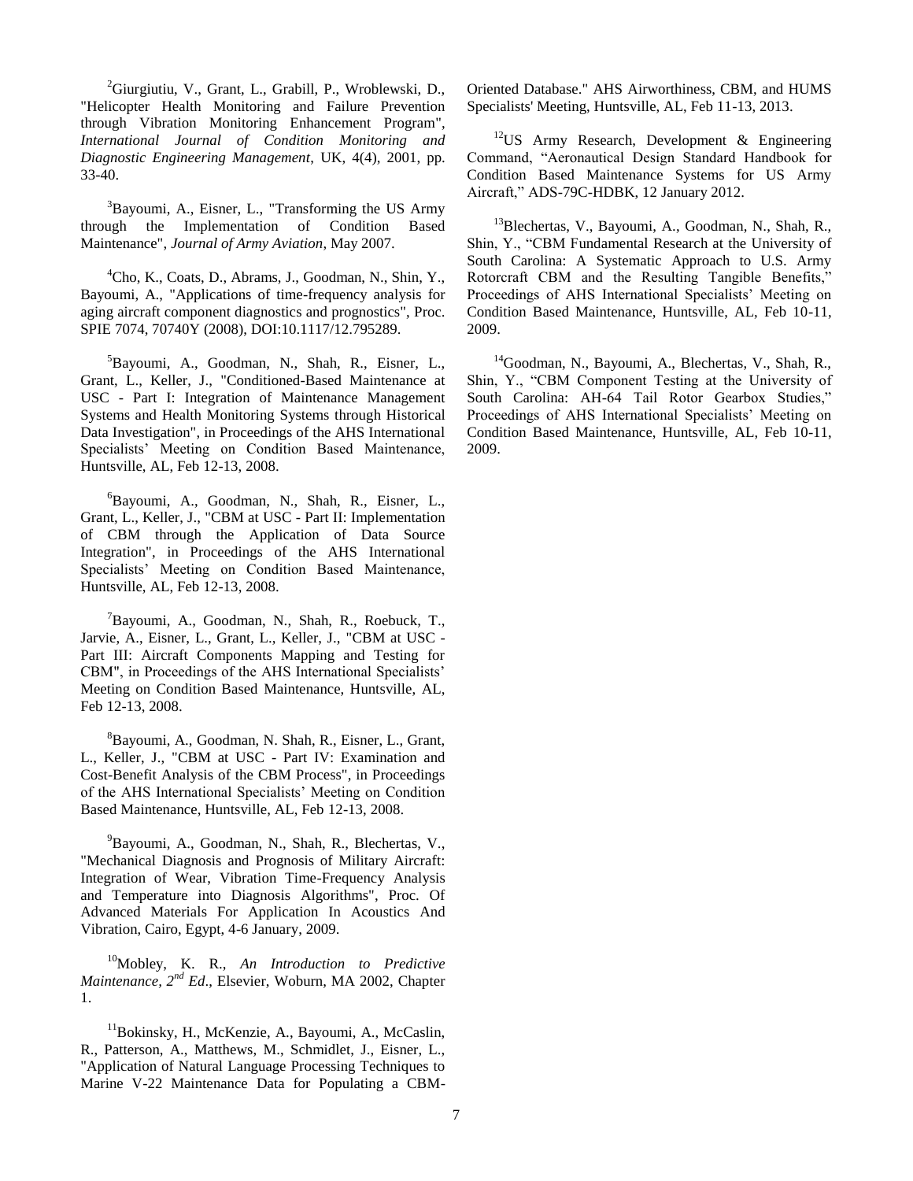[2]Giurgiutiu, V., Grant, L., Grabill, P., Wroblewski, D., "Helicopter Health Monitoring and Failure Prevention through Vibration Monitoring Enhancement Program", *International Journal of Condition Monitoring and Diagnostic Engineering Management*, UK, 4(4), 2001, pp. 33-40.

[3]Bayoumi, A., Eisner, L., "Transforming the US Army through the Implementation of Condition Based Maintenance", *Journal of Army Aviation*, May 2007.

[4]Cho, K., Coats, D., Abrams, J., Goodman, N., Shin, Y., Bayoumi, A., "Applications of time-frequency analysis for aging aircraft component diagnostics and prognostics", Proc. SPIE 7074, 70740Y (2008), DOI:10.1117/12.795289.

[5]Bayoumi, A., Goodman, N., Shah, R., Eisner, L., Grant, L., Keller, J., "Conditioned-Based Maintenance at USC - Part I: Integration of Maintenance Management Systems and Health Monitoring Systems through Historical Data Investigation", in Proceedings of the AHS International Specialists' Meeting on Condition Based Maintenance, Huntsville, AL, Feb 12-13, 2008.

[6]Bayoumi, A., Goodman, N., Shah, R., Eisner, L., Grant, L., Keller, J., "CBM at USC - Part II: Implementation of CBM through the Application of Data Source Integration", in Proceedings of the AHS International Specialists' Meeting on Condition Based Maintenance, Huntsville, AL, Feb 12-13, 2008.

[7]Bayoumi, A., Goodman, N., Shah, R., Roebuck, T., Jarvie, A., Eisner, L., Grant, L., Keller, J., "CBM at USC - Part III: Aircraft Components Mapping and Testing for CBM", in Proceedings of the AHS International Specialists' Meeting on Condition Based Maintenance, Huntsville, AL, Feb 12-13, 2008.

[8]Bayoumi, A., Goodman, N. Shah, R., Eisner, L., Grant, L., Keller, J., "CBM at USC - Part IV: Examination and Cost-Benefit Analysis of the CBM Process", in Proceedings of the AHS International Specialists' Meeting on Condition Based Maintenance, Huntsville, AL, Feb 12-13, 2008.

[9]Bayoumi, A., Goodman, N., Shah, R., Blechertas, V., "Mechanical Diagnosis and Prognosis of Military Aircraft: Integration of Wear, Vibration Time-Frequency Analysis and Temperature into Diagnosis Algorithms", Proc. Of Advanced Materials For Application In Acoustics And Vibration, Cairo, Egypt, 4-6 January, 2009.

[10]Mobley, K. R., *An Introduction to Predictive Maintenance, 2nd Ed*., Elsevier, Woburn, MA 2002, Chapter 1.

[11]Bokinsky, H., McKenzie, A., Bayoumi, A., McCaslin, R., Patterson, A., Matthews, M., Schmidlet, J., Eisner, L., "Application of Natural Language Processing Techniques to Marine V-22 Maintenance Data for Populating a CBM-Oriented Database." AHS Airworthiness, CBM, and HUMS Specialists' Meeting, Huntsville, AL, Feb 11-13, 2013.

[12]US Army Research, Development & Engineering Command, "Aeronautical Design Standard Handbook for Condition Based Maintenance Systems for US Army Aircraft," ADS-79C-HDBK, 12 January 2012.

[13]Blechertas, V., Bayoumi, A., Goodman, N., Shah, R., Shin, Y., "CBM Fundamental Research at the University of South Carolina: A Systematic Approach to U.S. Army Rotorcraft CBM and the Resulting Tangible Benefits," Proceedings of AHS International Specialists' Meeting on Condition Based Maintenance, Huntsville, AL, Feb 10-11, 2009.

[14]Goodman, N., Bayoumi, A., Blechertas, V., Shah, R., Shin, Y., "CBM Component Testing at the University of South Carolina: AH-64 Tail Rotor Gearbox Studies," Proceedings of AHS International Specialists' Meeting on Condition Based Maintenance, Huntsville, AL, Feb 10-11, 2009.